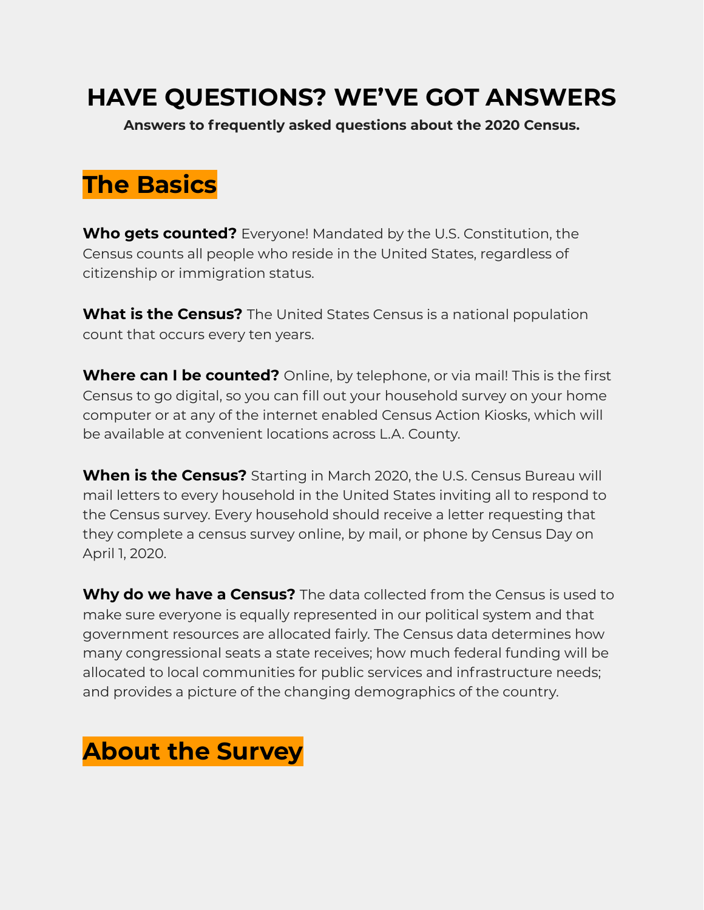# HAVE QUESTIONS? WE'VE GOT ANSWERS

**Answers to frequently asked questions about the 2020 Census.**

## The Basics

**Who gets counted?** Everyone! Mandated by the U.S. Constitution, the Census counts all people who reside in the United States, regardless of citizenship or immigration status.

**What is the Census?** The United States Census is a national population count that occurs every ten years.

**Where can I be counted?** Online, by telephone, or via mail! This is the first Census to go digital, so you can fill out your household survey on your home computer or at any of the internet enabled Census Action Kiosks, which will be available at convenient locations across L.A. County.

**When is the Census?** Starting in March 2020, the U.S. Census Bureau will mail letters to every household in the United States inviting all to respond to the Census survey. Every household should receive a letter requesting that they complete a census survey online, by mail, or phone by Census Day on April 1, 2020.

**Why do we have a Census?** The data collected from the Census is used to make sure everyone is equally represented in our political system and that government resources are allocated fairly. The Census data determines how many congressional seats a state receives; how much federal funding will be allocated to local communities for public services and infrastructure needs; and provides a picture of the changing demographics of the country.

## About the Survey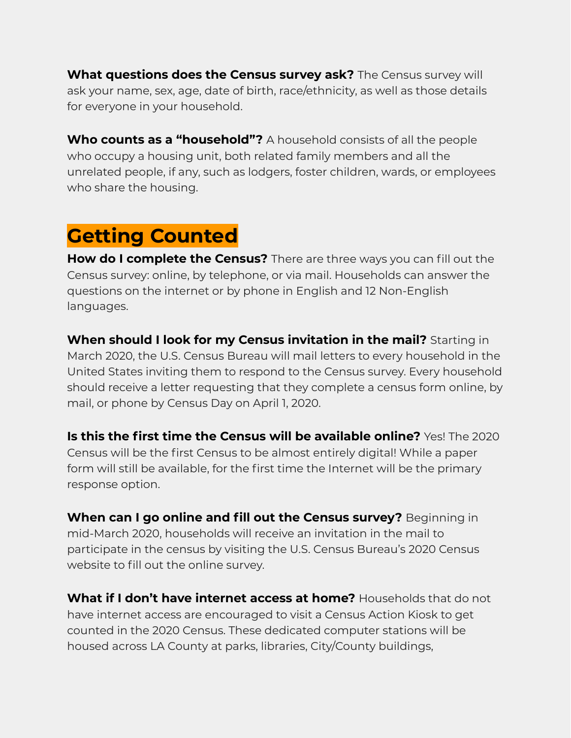**What questions does the Census survey ask?** The Census survey will ask your name, sex, age, date of birth, race/ethnicity, as well as those details for everyone in your household.

**Who counts as a "household"?** A household consists of all the people who occupy a housing unit, both related family members and all the unrelated people, if any, such as lodgers, foster children, wards, or employees who share the housing.

## Getting Counted

**How do I complete the Census?** There are three ways you can fill out the Census survey: online, by telephone, or via mail. Households can answer the questions on the internet or by phone in English and 12 Non-English languages.

**When should I look for my Census invitation in the mail?** Starting in March 2020, the U.S. Census Bureau will mail letters to every household in the United States inviting them to respond to the Census survey. Every household should receive a letter requesting that they complete a census form online, by mail, or phone by Census Day on April 1, 2020.

**Is this the first time the Census will be available online?** Yes! The 2020 Census will be the first Census to be almost entirely digital! While a paper form will still be available, for the first time the Internet will be the primary response option.

**When can I go online and fill out the Census survey?** Beginning in mid-March 2020, households will receive an invitation in the mail to participate in the census by visiting the U.S. Census Bureau's 2020 Census website to fill out the online survey.

**What if I don't have internet access at home?** Households that do not have internet access are encouraged to visit a Census Action Kiosk to get counted in the 2020 Census. These dedicated computer stations will be housed across LA County at parks, libraries, City/County buildings,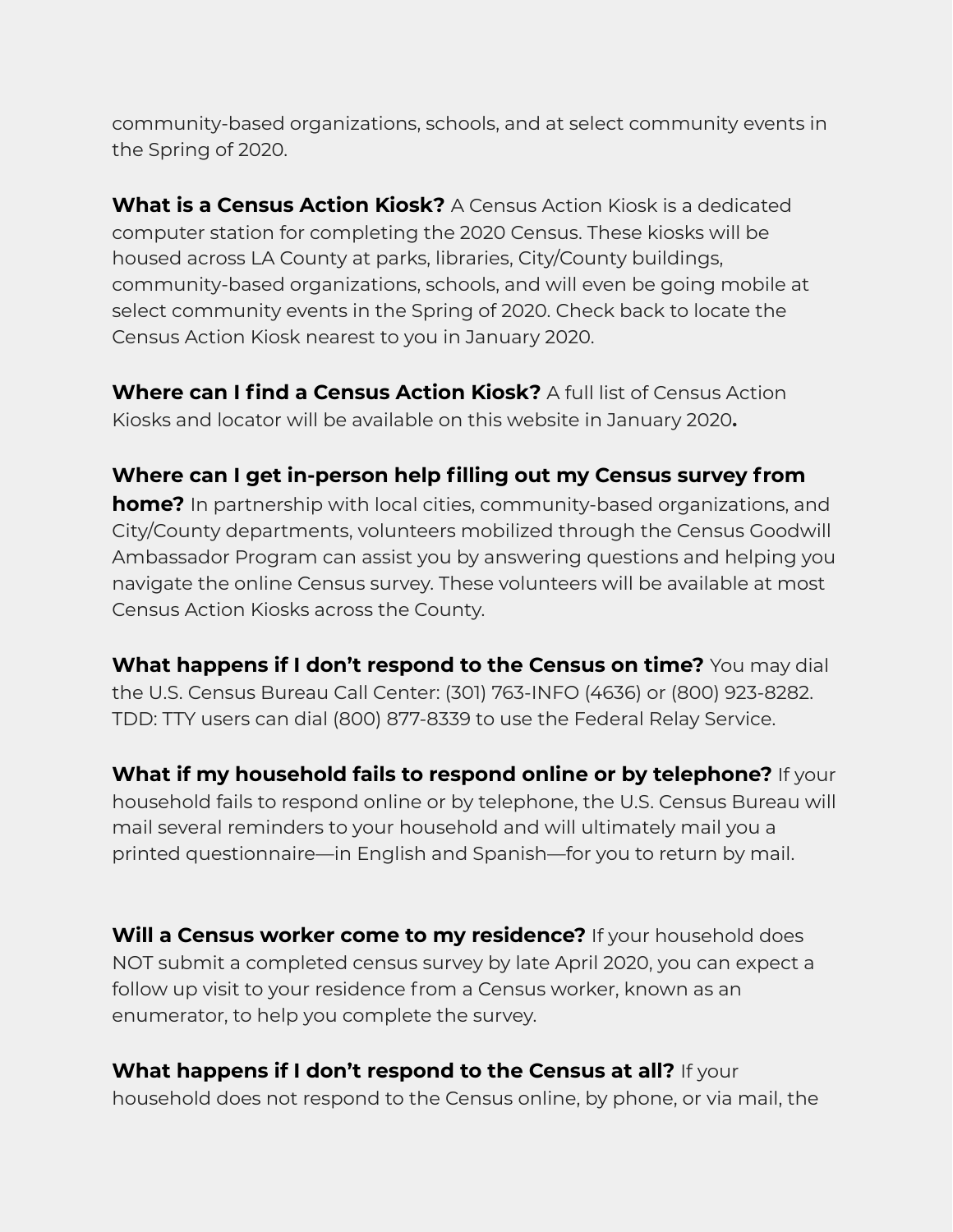community-based organizations, schools, and at select community events in the Spring of 2020.

**What is a Census Action Kiosk?** A Census Action Kiosk is a dedicated computer station for completing the 2020 Census. These kiosks will be housed across LA County at parks, libraries, City/County buildings, community-based organizations, schools, and will even be going mobile at select community events in the Spring of 2020. Check back to locate the Census Action Kiosk nearest to you in January 2020.

**Where can I find a Census Action Kiosk?** A full list of Census Action Kiosks and locator will be available on this website in January 2020**.**

**Where can I get in-person help filling out my Census survey from home?** In partnership with local cities, community-based organizations, and City/County departments, volunteers mobilized through the Census Goodwill Ambassador Program can assist you by answering questions and helping you navigate the online Census survey. These volunteers will be available at most Census Action Kiosks across the County.

**What happens if I don't respond to the Census on time?** You may dial the U.S. Census Bureau Call Center: (301) 763-INFO (4636) or (800) 923-8282. TDD: TTY users can dial (800) 877-8339 to use the Federal Relay Service.

**What if my household fails to respond online or by telephone?** If your household fails to respond online or by telephone, the U.S. Census Bureau will mail several reminders to your household and will ultimately mail you a printed questionnaire—in English and Spanish—for you to return by mail.

**Will a Census worker come to my residence?** If your household does NOT submit a completed census survey by late April 2020, you can expect a follow up visit to your residence from a Census worker, known as an enumerator, to help you complete the survey.

**What happens if I don't respond to the Census at all?** If your household does not respond to the Census online, by phone, or via mail, the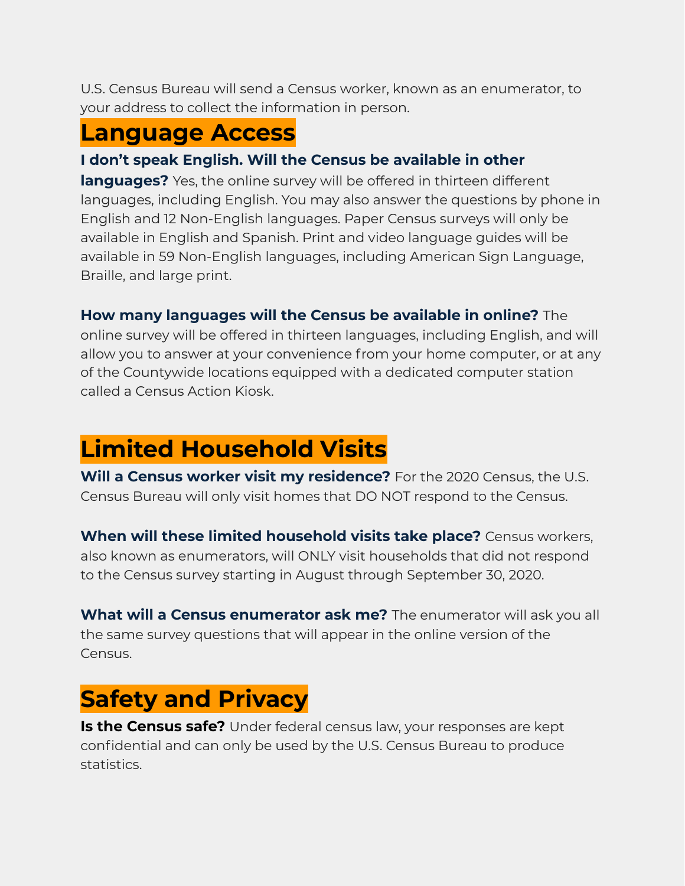U.S. Census Bureau will send a Census worker, known as an enumerator, to your address to collect the information in person.

## Language Access

**I don't speak English. Will the Census be available in other languages?** Yes, the online survey will be offered in thirteen different languages, including English. You may also answer the questions by phone in English and 12 Non-English languages. Paper Census surveys will only be available in English and Spanish. Print and video language guides will be available in 59 Non-English languages, including American Sign Language, Braille, and large print.

**How many languages will the Census be available in online?** The online survey will be offered in thirteen languages, including English, and will allow you to answer at your convenience from your home computer, or at any of the Countywide locations equipped with a dedicated computer station called a Census Action Kiosk.

## Limited Household Visits

**Will a Census worker visit my residence?** For the 2020 Census, the U.S. Census Bureau will only visit homes that DO NOT respond to the Census.

**When will these limited household visits take place?** Census workers, also known as enumerators, will ONLY visit households that did not respond to the Census survey starting in August through September 30, 2020.

**What will a Census enumerator ask me?** The enumerator will ask you all the same survey questions that will appear in the online version of the Census.

## Safety and Privacy

**Is the Census safe?** Under federal census law, your responses are kept confidential and can only be used by the U.S. Census Bureau to produce statistics.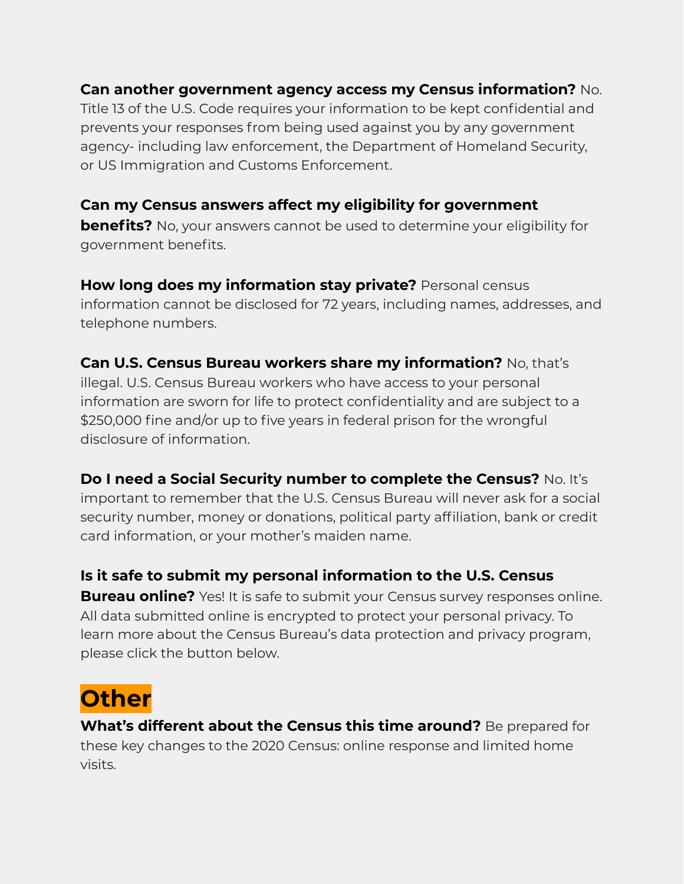**Can another government agency access my Census information?** No. Title 13 of the U.S. Code requires your information to be kept confidential and prevents your responses from being used against you by any government agency- including law enforcement, the Department of Homeland Security, or US Immigration and Customs Enforcement.

**Can my Census answers affect my eligibility for government benefits?** No, your answers cannot be used to determine your eligibility for government benefits.

**How long does my information stay private?** Personal census information cannot be disclosed for 72 years, including names, addresses, and telephone numbers.

**Can U.S. Census Bureau workers share my information?** No, that's illegal. U.S. Census Bureau workers who have access to your personal information are sworn for life to protect confidentiality and are subject to a $250,000 fine and/or up to five years in federal prison for the wrongful disclosure of information.

**Do I need a Social Security number to complete the Census?** No. It's important to remember that the U.S. Census Bureau will never ask for a social security number, money or donations, political party affiliation, bank or credit card information, or your mother's maiden name.

**Is it safe to submit my personal information to the U.S. Census Bureau online?** Yes! It is safe to submit your Census survey responses online. All data submitted online is encrypted to protect your personal privacy. To learn more about the Census Bureau's data protection and privacy program, please click the button below.

# Other

**What's different about the Census this time around?** Be prepared for these key changes to the 2020 Census: online response and limited home visits.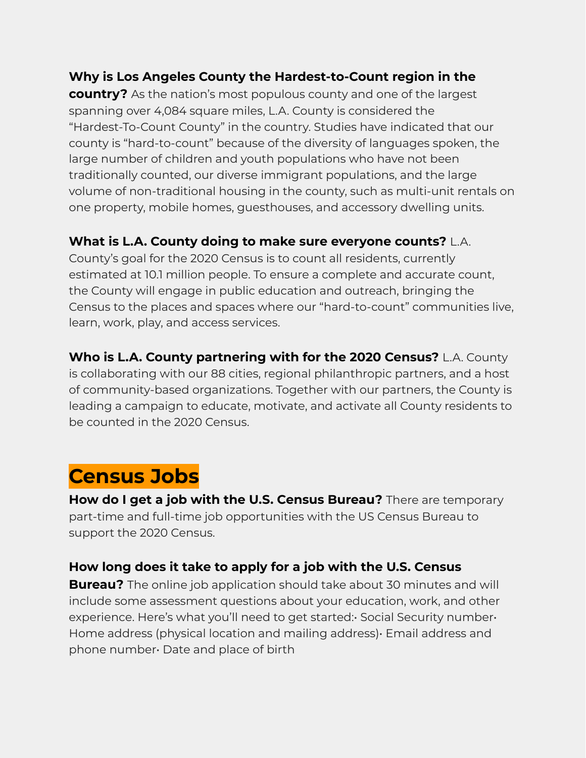**Why is Los Angeles County the Hardest-to-Count region in the country?** As the nation's most populous county and one of the largest spanning over 4,084 square miles, L.A. County is considered the "Hardest-To-Count County" in the country. Studies have indicated that our county is "hard-to-count" because of the diversity of languages spoken, the large number of children and youth populations who have not been traditionally counted, our diverse immigrant populations, and the large volume of non-traditional housing in the county, such as multi-unit rentals on one property, mobile homes, guesthouses, and accessory dwelling units.

**What is L.A. County doing to make sure everyone counts?** L.A. County's goal for the 2020 Census is to count all residents, currently estimated at 10.1 million people. To ensure a complete and accurate count, the County will engage in public education and outreach, bringing the Census to the places and spaces where our "hard-to-count" communities live, learn, work, play, and access services.

**Who is L.A. County partnering with for the 2020 Census?** L.A. County is collaborating with our 88 cities, regional philanthropic partners, and a host of community-based organizations. Together with our partners, the County is leading a campaign to educate, motivate, and activate all County residents to be counted in the 2020 Census.

## Census Jobs

**How do I get a job with the U.S. Census Bureau?** There are temporary part-time and full-time job opportunities with the US Census Bureau to support the 2020 Census.

**How long does it take to apply for a job with the U.S. Census Bureau?** The online job application should take about 30 minutes and will include some assessment questions about your education, work, and other experience. Here's what you'll need to get started:• Social Security number• Home address (physical location and mailing address)• Email address and phone number• Date and place of birth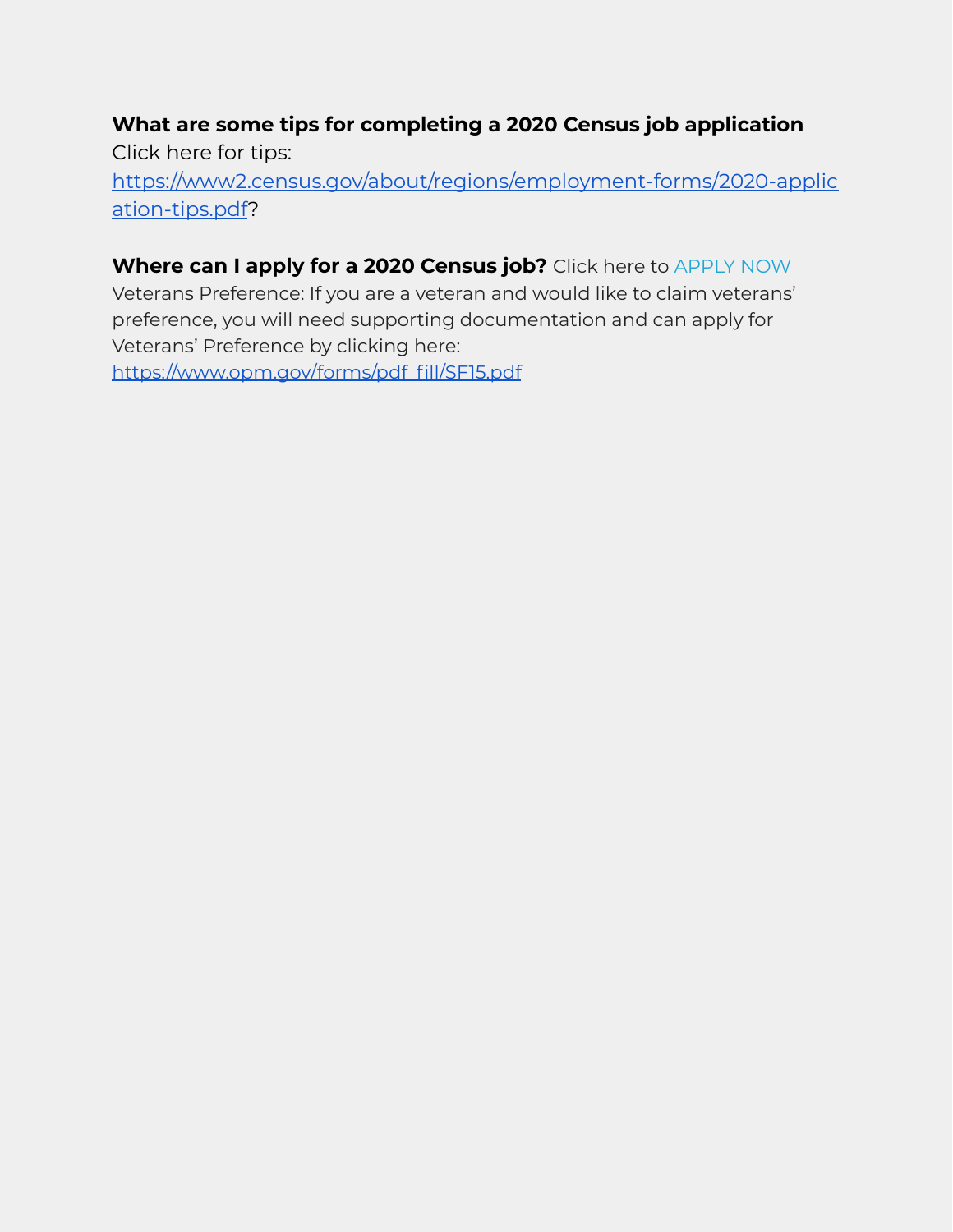**What are some tips for completing a 2020 Census job application** Click here for tips: https://www2.census.gov/about/regions/employment-forms/2020-application-tips.pdf?

**Where can I apply for a 2020 Census job?** Click here to APPLY NOW Veterans Preference: If you are a veteran and would like to claim veterans' preference, you will need supporting documentation and can apply for Veterans' Preference by clicking here: https://www.opm.gov/forms/pdf_fill/SF15.pdf